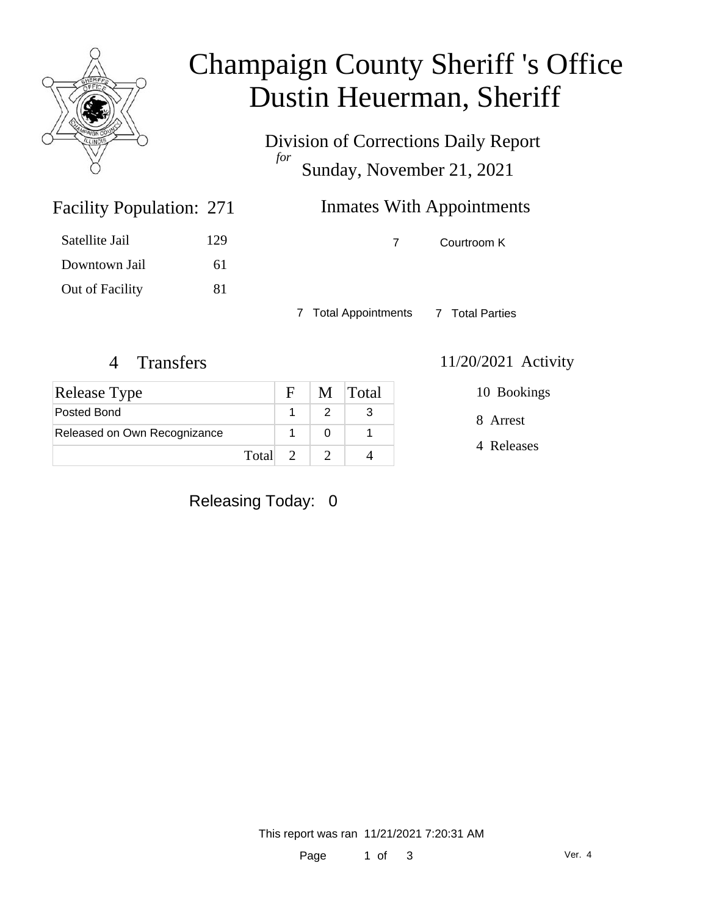# Champaign County Sheriff 's Office
# Dustin Heuerman, Sheriff

Division of Corrections Daily Report
*for*
Sunday, November 21, 2021

## Facility Population: 271

| | |
|---|---|
| Satellite Jail | 129 |
| Downtown Jail | 61 |
| Out of Facility | 81 |

## Inmates With Appointments

| | |
|---|---|
| 7 | Courtroom K |

7 Total Appointments    7 Total Parties

## 4 Transfers

| Release Type | F | M | Total |
|---|---|---|---|
| Posted Bond | 1 | 2 | 3 |
| Released on Own Recognizance | 1 | 0 | 1 |
| Total | 2 | 2 | 4 |

## 11/20/2021 Activity

10 Bookings

8 Arrest

4 Releases

Releasing Today: 0

This report was ran 11/21/2021 7:20:31 AM

Ver. 4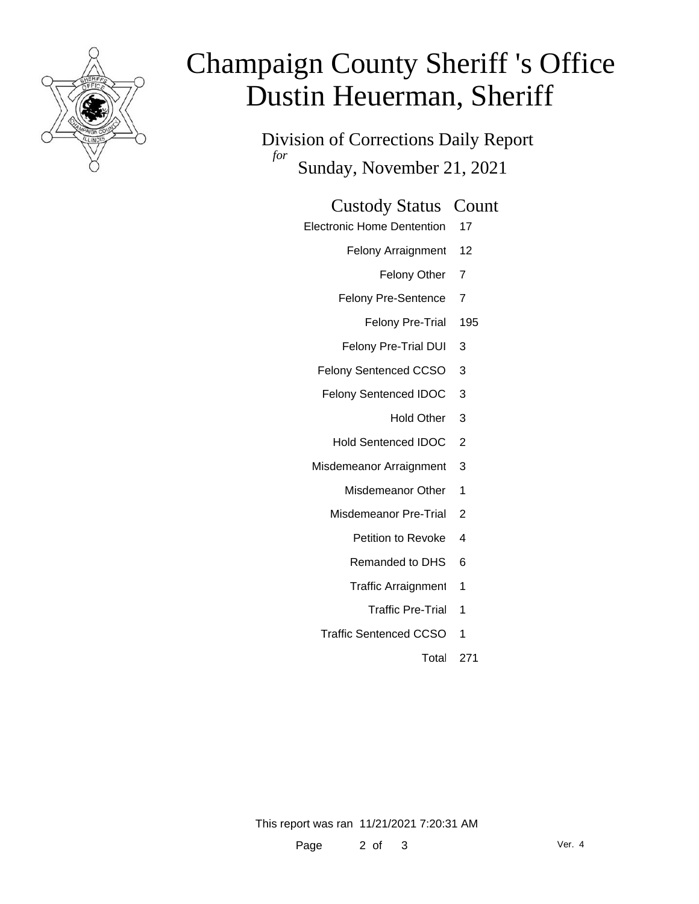# Champaign County Sheriff 's Office
# Dustin Heuerman, Sheriff

Division of Corrections Daily Report

*for*

Sunday, November 21, 2021

| Custody Status | Count |
| --- | --- |
| Electronic Home Dentention | 17 |
| Felony Arraignment | 12 |
| Felony Other | 7 |
| Felony Pre-Sentence | 7 |
| Felony Pre-Trial | 195 |
| Felony Pre-Trial DUI | 3 |
| Felony Sentenced CCSO | 3 |
| Felony Sentenced IDOC | 3 |
| Hold Other | 3 |
| Hold Sentenced IDOC | 2 |
| Misdemeanor Arraignment | 3 |
| Misdemeanor Other | 1 |
| Misdemeanor Pre-Trial | 2 |
| Petition to Revoke | 4 |
| Remanded to DHS | 6 |
| Traffic Arraignment | 1 |
| Traffic Pre-Trial | 1 |
| Traffic Sentenced CCSO | 1 |
| Total | 271 |

This report was ran 11/21/2021 7:20:31 AM

Ver. 4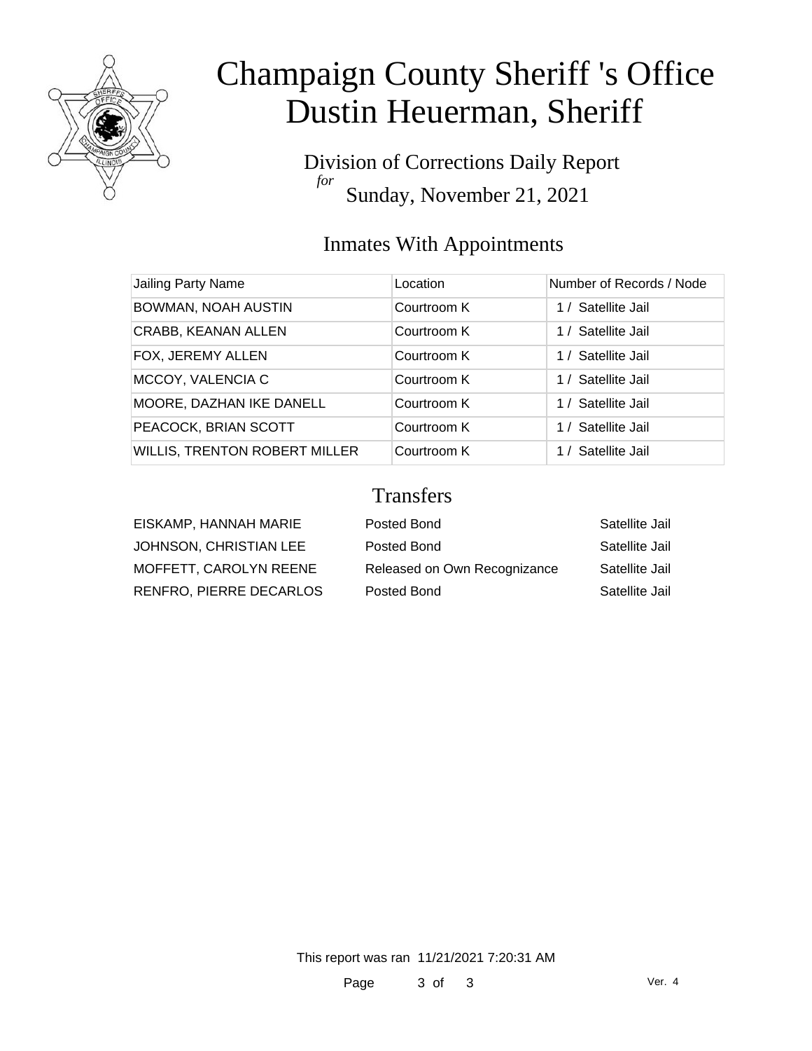# Champaign County Sheriff 's Office
# Dustin Heuerman, Sheriff

Division of Corrections Daily Report

*for*

Sunday, November 21, 2021

## Inmates With Appointments

| Jailing Party Name | Location | Number of Records / Node |
|---|---|---|
| BOWMAN, NOAH AUSTIN | Courtroom K | 1 / Satellite Jail |
| CRABB, KEANAN ALLEN | Courtroom K | 1 / Satellite Jail |
| FOX, JEREMY ALLEN | Courtroom K | 1 / Satellite Jail |
| MCCOY, VALENCIA C | Courtroom K | 1 / Satellite Jail |
| MOORE, DAZHAN IKE DANELL | Courtroom K | 1 / Satellite Jail |
| PEACOCK, BRIAN SCOTT | Courtroom K | 1 / Satellite Jail |
| WILLIS, TRENTON ROBERT MILLER | Courtroom K | 1 / Satellite Jail |

## Transfers

| | | |
|---|---|---|
| EISKAMP, HANNAH MARIE | Posted Bond | Satellite Jail |
| JOHNSON, CHRISTIAN LEE | Posted Bond | Satellite Jail |
| MOFFETT, CAROLYN REENE | Released on Own Recognizance | Satellite Jail |
| RENFRO, PIERRE DECARLOS | Posted Bond | Satellite Jail |

This report was ran 11/21/2021 7:20:31 AM

Ver. 4